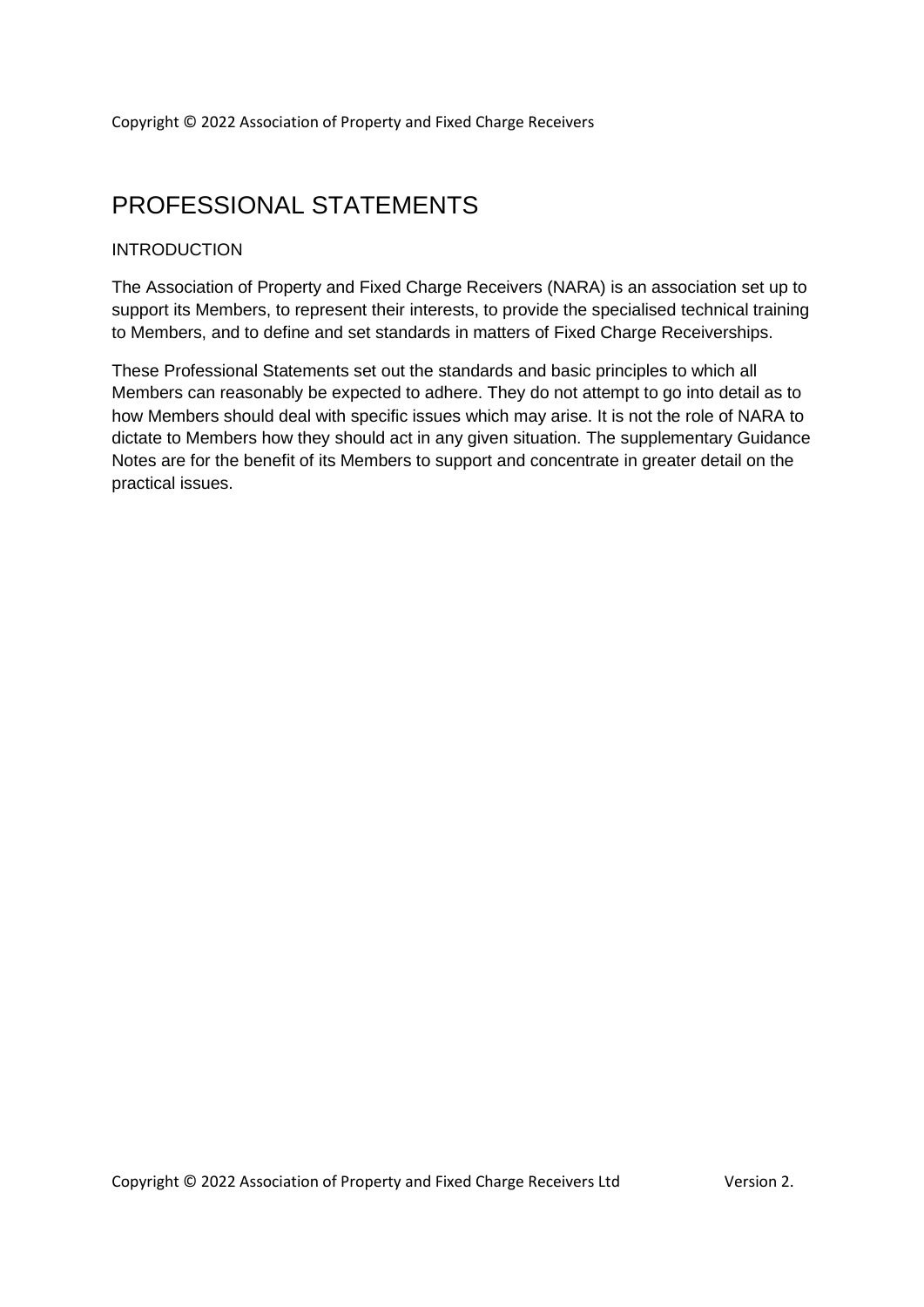Copyright © 2022 Association of Property and Fixed Charge Receivers

# PROFESSIONAL STATEMENTS

## INTRODUCTION

The Association of Property and Fixed Charge Receivers (NARA) is an association set up to support its Members, to represent their interests, to provide the specialised technical training to Members, and to define and set standards in matters of Fixed Charge Receiverships.

These Professional Statements set out the standards and basic principles to which all Members can reasonably be expected to adhere. They do not attempt to go into detail as to how Members should deal with specific issues which may arise. It is not the role of NARA to dictate to Members how they should act in any given situation. The supplementary Guidance Notes are for the benefit of its Members to support and concentrate in greater detail on the practical issues.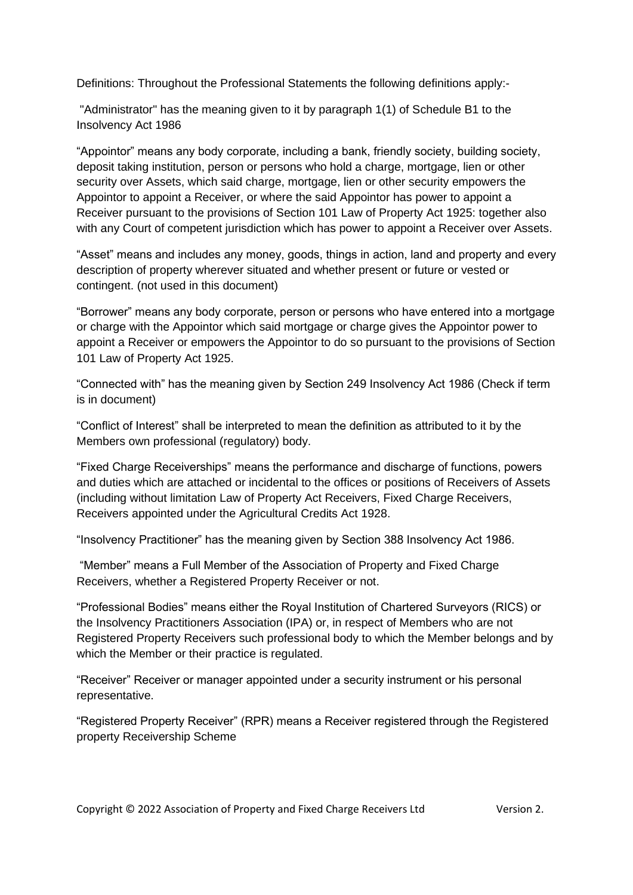Definitions: Throughout the Professional Statements the following definitions apply:-

"Administrator" has the meaning given to it by paragraph 1(1) of Schedule B1 to the Insolvency Act 1986

"Appointor" means any body corporate, including a bank, friendly society, building society, deposit taking institution, person or persons who hold a charge, mortgage, lien or other security over Assets, which said charge, mortgage, lien or other security empowers the Appointor to appoint a Receiver, or where the said Appointor has power to appoint a Receiver pursuant to the provisions of Section 101 Law of Property Act 1925: together also with any Court of competent jurisdiction which has power to appoint a Receiver over Assets.

"Asset" means and includes any money, goods, things in action, land and property and every description of property wherever situated and whether present or future or vested or contingent. (not used in this document)

"Borrower" means any body corporate, person or persons who have entered into a mortgage or charge with the Appointor which said mortgage or charge gives the Appointor power to appoint a Receiver or empowers the Appointor to do so pursuant to the provisions of Section 101 Law of Property Act 1925.

"Connected with" has the meaning given by Section 249 Insolvency Act 1986 (Check if term is in document)

"Conflict of Interest" shall be interpreted to mean the definition as attributed to it by the Members own professional (regulatory) body.

"Fixed Charge Receiverships" means the performance and discharge of functions, powers and duties which are attached or incidental to the offices or positions of Receivers of Assets (including without limitation Law of Property Act Receivers, Fixed Charge Receivers, Receivers appointed under the Agricultural Credits Act 1928.

"Insolvency Practitioner" has the meaning given by Section 388 Insolvency Act 1986.

"Member" means a Full Member of the Association of Property and Fixed Charge Receivers, whether a Registered Property Receiver or not.

"Professional Bodies" means either the Royal Institution of Chartered Surveyors (RICS) or the Insolvency Practitioners Association (IPA) or, in respect of Members who are not Registered Property Receivers such professional body to which the Member belongs and by which the Member or their practice is regulated.

"Receiver" Receiver or manager appointed under a security instrument or his personal representative.

"Registered Property Receiver" (RPR) means a Receiver registered through the Registered property Receivership Scheme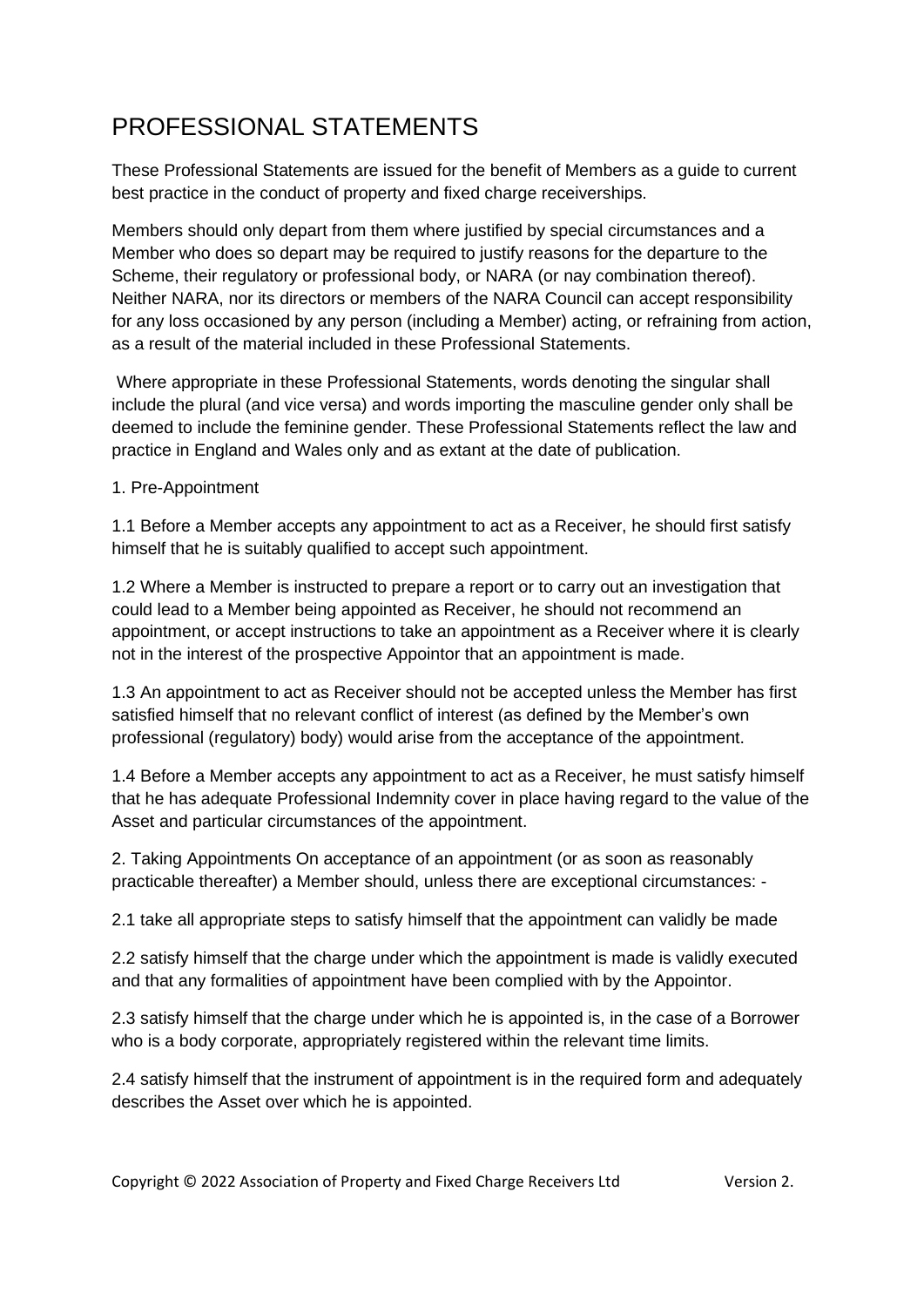# PROFESSIONAL STATEMENTS

These Professional Statements are issued for the benefit of Members as a guide to current best practice in the conduct of property and fixed charge receiverships.

Members should only depart from them where justified by special circumstances and a Member who does so depart may be required to justify reasons for the departure to the Scheme, their regulatory or professional body, or NARA (or nay combination thereof). Neither NARA, nor its directors or members of the NARA Council can accept responsibility for any loss occasioned by any person (including a Member) acting, or refraining from action, as a result of the material included in these Professional Statements.

Where appropriate in these Professional Statements, words denoting the singular shall include the plural (and vice versa) and words importing the masculine gender only shall be deemed to include the feminine gender. These Professional Statements reflect the law and practice in England and Wales only and as extant at the date of publication.

1. Pre-Appointment

1.1 Before a Member accepts any appointment to act as a Receiver, he should first satisfy himself that he is suitably qualified to accept such appointment.

1.2 Where a Member is instructed to prepare a report or to carry out an investigation that could lead to a Member being appointed as Receiver, he should not recommend an appointment, or accept instructions to take an appointment as a Receiver where it is clearly not in the interest of the prospective Appointor that an appointment is made.

1.3 An appointment to act as Receiver should not be accepted unless the Member has first satisfied himself that no relevant conflict of interest (as defined by the Member's own professional (regulatory) body) would arise from the acceptance of the appointment.

1.4 Before a Member accepts any appointment to act as a Receiver, he must satisfy himself that he has adequate Professional Indemnity cover in place having regard to the value of the Asset and particular circumstances of the appointment.

2. Taking Appointments On acceptance of an appointment (or as soon as reasonably practicable thereafter) a Member should, unless there are exceptional circumstances: -

2.1 take all appropriate steps to satisfy himself that the appointment can validly be made

2.2 satisfy himself that the charge under which the appointment is made is validly executed and that any formalities of appointment have been complied with by the Appointor.

2.3 satisfy himself that the charge under which he is appointed is, in the case of a Borrower who is a body corporate, appropriately registered within the relevant time limits.

2.4 satisfy himself that the instrument of appointment is in the required form and adequately describes the Asset over which he is appointed.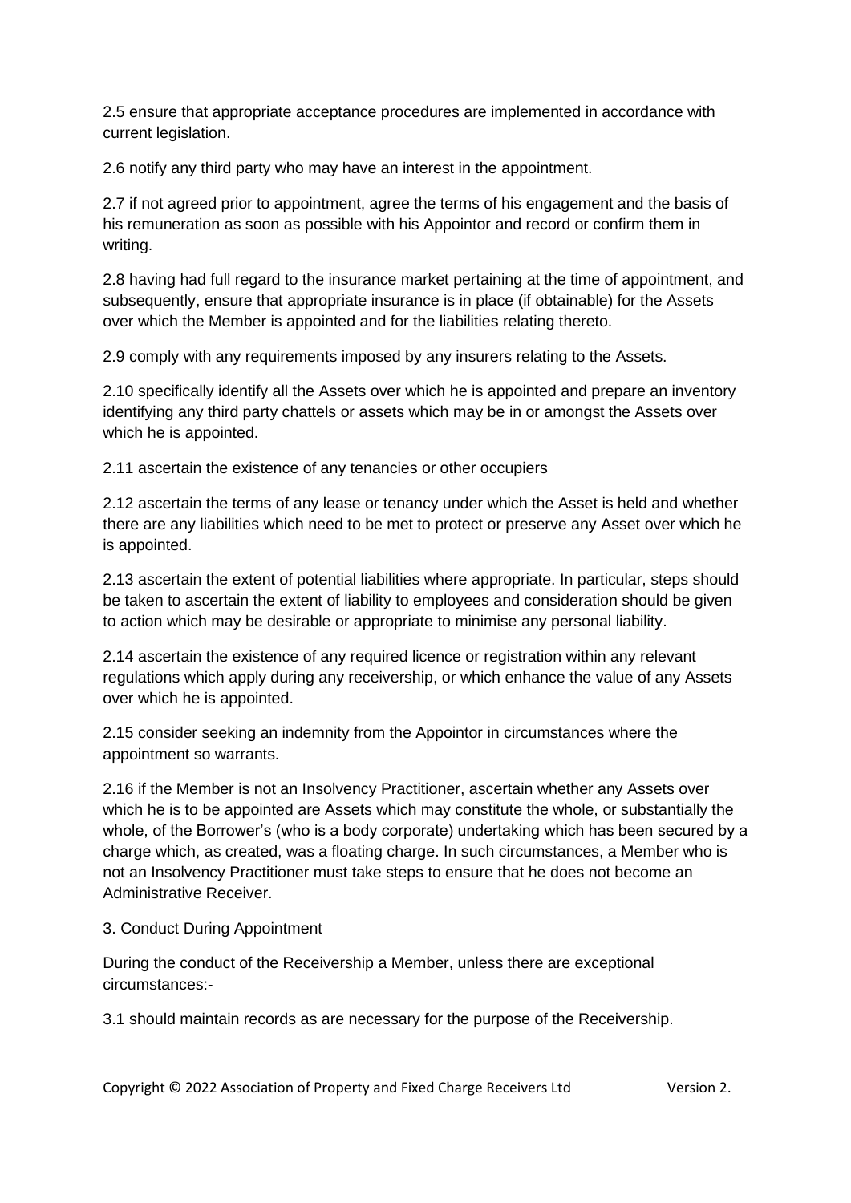2.5 ensure that appropriate acceptance procedures are implemented in accordance with current legislation.

2.6 notify any third party who may have an interest in the appointment.

2.7 if not agreed prior to appointment, agree the terms of his engagement and the basis of his remuneration as soon as possible with his Appointor and record or confirm them in writing.

2.8 having had full regard to the insurance market pertaining at the time of appointment, and subsequently, ensure that appropriate insurance is in place (if obtainable) for the Assets over which the Member is appointed and for the liabilities relating thereto.

2.9 comply with any requirements imposed by any insurers relating to the Assets.

2.10 specifically identify all the Assets over which he is appointed and prepare an inventory identifying any third party chattels or assets which may be in or amongst the Assets over which he is appointed.

2.11 ascertain the existence of any tenancies or other occupiers

2.12 ascertain the terms of any lease or tenancy under which the Asset is held and whether there are any liabilities which need to be met to protect or preserve any Asset over which he is appointed.

2.13 ascertain the extent of potential liabilities where appropriate. In particular, steps should be taken to ascertain the extent of liability to employees and consideration should be given to action which may be desirable or appropriate to minimise any personal liability.

2.14 ascertain the existence of any required licence or registration within any relevant regulations which apply during any receivership, or which enhance the value of any Assets over which he is appointed.

2.15 consider seeking an indemnity from the Appointor in circumstances where the appointment so warrants.

2.16 if the Member is not an Insolvency Practitioner, ascertain whether any Assets over which he is to be appointed are Assets which may constitute the whole, or substantially the whole, of the Borrower's (who is a body corporate) undertaking which has been secured by a charge which, as created, was a floating charge. In such circumstances, a Member who is not an Insolvency Practitioner must take steps to ensure that he does not become an Administrative Receiver.

3. Conduct During Appointment

During the conduct of the Receivership a Member, unless there are exceptional circumstances:-

3.1 should maintain records as are necessary for the purpose of the Receivership.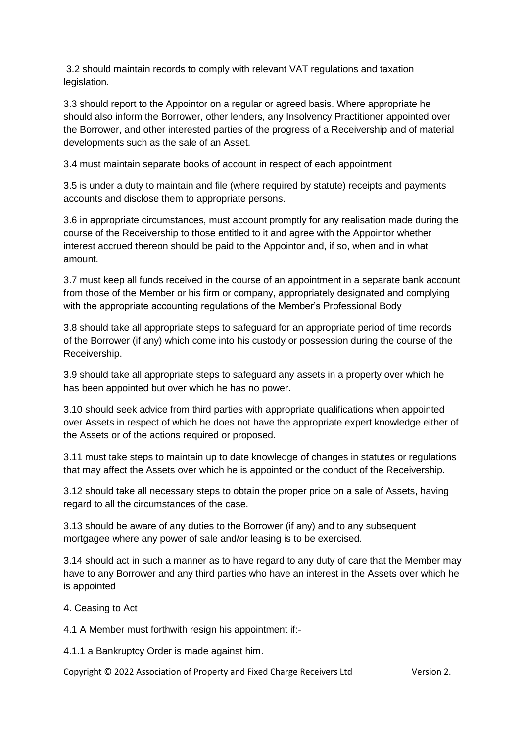3.2 should maintain records to comply with relevant VAT regulations and taxation legislation.

3.3 should report to the Appointor on a regular or agreed basis. Where appropriate he should also inform the Borrower, other lenders, any Insolvency Practitioner appointed over the Borrower, and other interested parties of the progress of a Receivership and of material developments such as the sale of an Asset.

3.4 must maintain separate books of account in respect of each appointment

3.5 is under a duty to maintain and file (where required by statute) receipts and payments accounts and disclose them to appropriate persons.

3.6 in appropriate circumstances, must account promptly for any realisation made during the course of the Receivership to those entitled to it and agree with the Appointor whether interest accrued thereon should be paid to the Appointor and, if so, when and in what amount.

3.7 must keep all funds received in the course of an appointment in a separate bank account from those of the Member or his firm or company, appropriately designated and complying with the appropriate accounting regulations of the Member's Professional Body

3.8 should take all appropriate steps to safeguard for an appropriate period of time records of the Borrower (if any) which come into his custody or possession during the course of the Receivership.

3.9 should take all appropriate steps to safeguard any assets in a property over which he has been appointed but over which he has no power.

3.10 should seek advice from third parties with appropriate qualifications when appointed over Assets in respect of which he does not have the appropriate expert knowledge either of the Assets or of the actions required or proposed.

3.11 must take steps to maintain up to date knowledge of changes in statutes or regulations that may affect the Assets over which he is appointed or the conduct of the Receivership.

3.12 should take all necessary steps to obtain the proper price on a sale of Assets, having regard to all the circumstances of the case.

3.13 should be aware of any duties to the Borrower (if any) and to any subsequent mortgagee where any power of sale and/or leasing is to be exercised.

3.14 should act in such a manner as to have regard to any duty of care that the Member may have to any Borrower and any third parties who have an interest in the Assets over which he is appointed

4. Ceasing to Act

4.1 A Member must forthwith resign his appointment if:-

4.1.1 a Bankruptcy Order is made against him.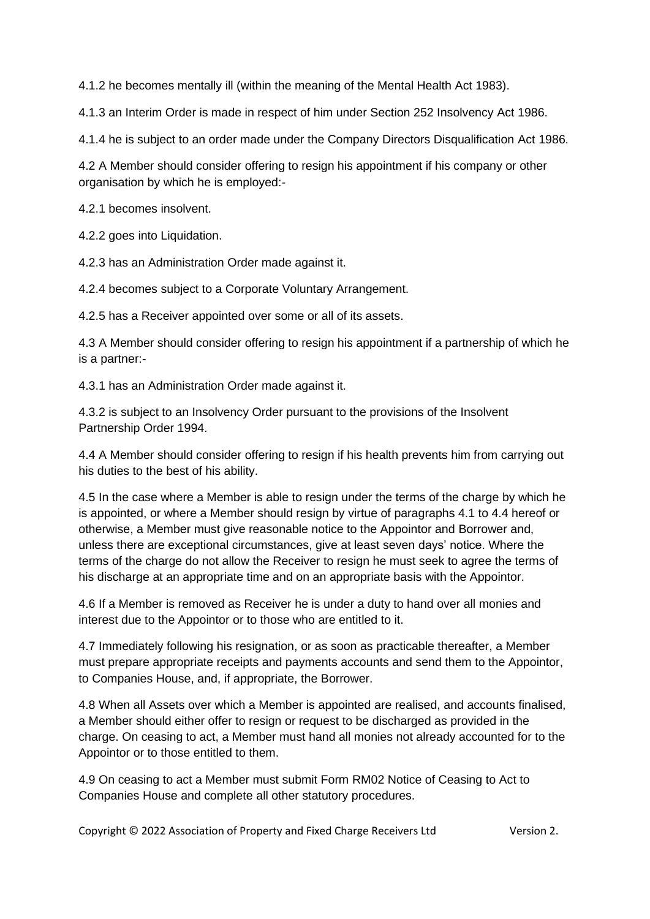4.1.2 he becomes mentally ill (within the meaning of the Mental Health Act 1983).

4.1.3 an Interim Order is made in respect of him under Section 252 Insolvency Act 1986.

4.1.4 he is subject to an order made under the Company Directors Disqualification Act 1986.

4.2 A Member should consider offering to resign his appointment if his company or other organisation by which he is employed:-

4.2.1 becomes insolvent.

4.2.2 goes into Liquidation.

4.2.3 has an Administration Order made against it.

4.2.4 becomes subject to a Corporate Voluntary Arrangement.

4.2.5 has a Receiver appointed over some or all of its assets.

4.3 A Member should consider offering to resign his appointment if a partnership of which he is a partner:-

4.3.1 has an Administration Order made against it.

4.3.2 is subject to an Insolvency Order pursuant to the provisions of the Insolvent Partnership Order 1994.

4.4 A Member should consider offering to resign if his health prevents him from carrying out his duties to the best of his ability.

4.5 In the case where a Member is able to resign under the terms of the charge by which he is appointed, or where a Member should resign by virtue of paragraphs 4.1 to 4.4 hereof or otherwise, a Member must give reasonable notice to the Appointor and Borrower and, unless there are exceptional circumstances, give at least seven days' notice. Where the terms of the charge do not allow the Receiver to resign he must seek to agree the terms of his discharge at an appropriate time and on an appropriate basis with the Appointor.

4.6 If a Member is removed as Receiver he is under a duty to hand over all monies and interest due to the Appointor or to those who are entitled to it.

4.7 Immediately following his resignation, or as soon as practicable thereafter, a Member must prepare appropriate receipts and payments accounts and send them to the Appointor, to Companies House, and, if appropriate, the Borrower.

4.8 When all Assets over which a Member is appointed are realised, and accounts finalised, a Member should either offer to resign or request to be discharged as provided in the charge. On ceasing to act, a Member must hand all monies not already accounted for to the Appointor or to those entitled to them.

4.9 On ceasing to act a Member must submit Form RM02 Notice of Ceasing to Act to Companies House and complete all other statutory procedures.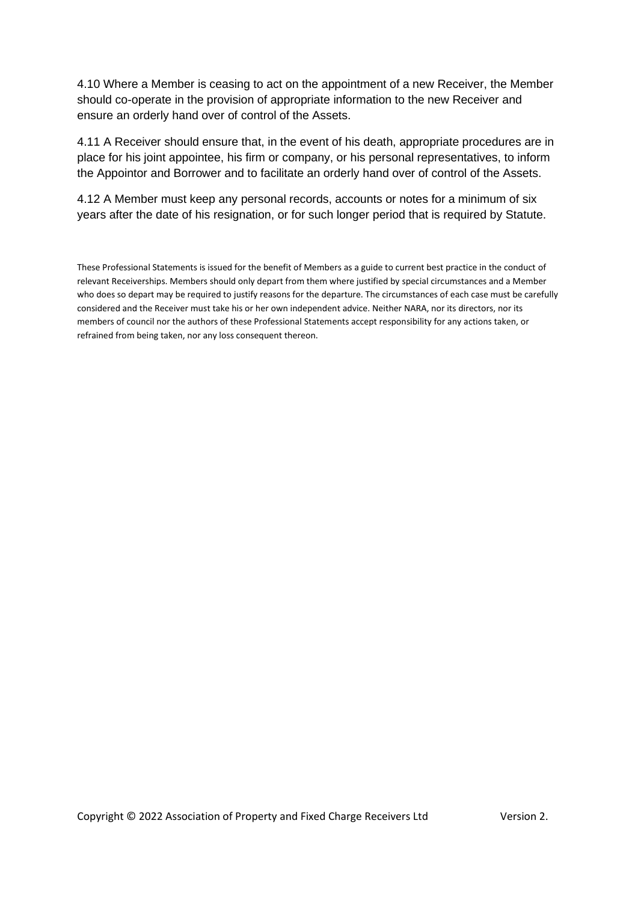4.10 Where a Member is ceasing to act on the appointment of a new Receiver, the Member should co-operate in the provision of appropriate information to the new Receiver and ensure an orderly hand over of control of the Assets.

4.11 A Receiver should ensure that, in the event of his death, appropriate procedures are in place for his joint appointee, his firm or company, or his personal representatives, to inform the Appointor and Borrower and to facilitate an orderly hand over of control of the Assets.

4.12 A Member must keep any personal records, accounts or notes for a minimum of six years after the date of his resignation, or for such longer period that is required by Statute.

These Professional Statements is issued for the benefit of Members as a guide to current best practice in the conduct of relevant Receiverships. Members should only depart from them where justified by special circumstances and a Member who does so depart may be required to justify reasons for the departure. The circumstances of each case must be carefully considered and the Receiver must take his or her own independent advice. Neither NARA, nor its directors, nor its members of council nor the authors of these Professional Statements accept responsibility for any actions taken, or refrained from being taken, nor any loss consequent thereon.

Copyright © 2022 Association of Property and Fixed Charge Receivers Ltd Version 2.